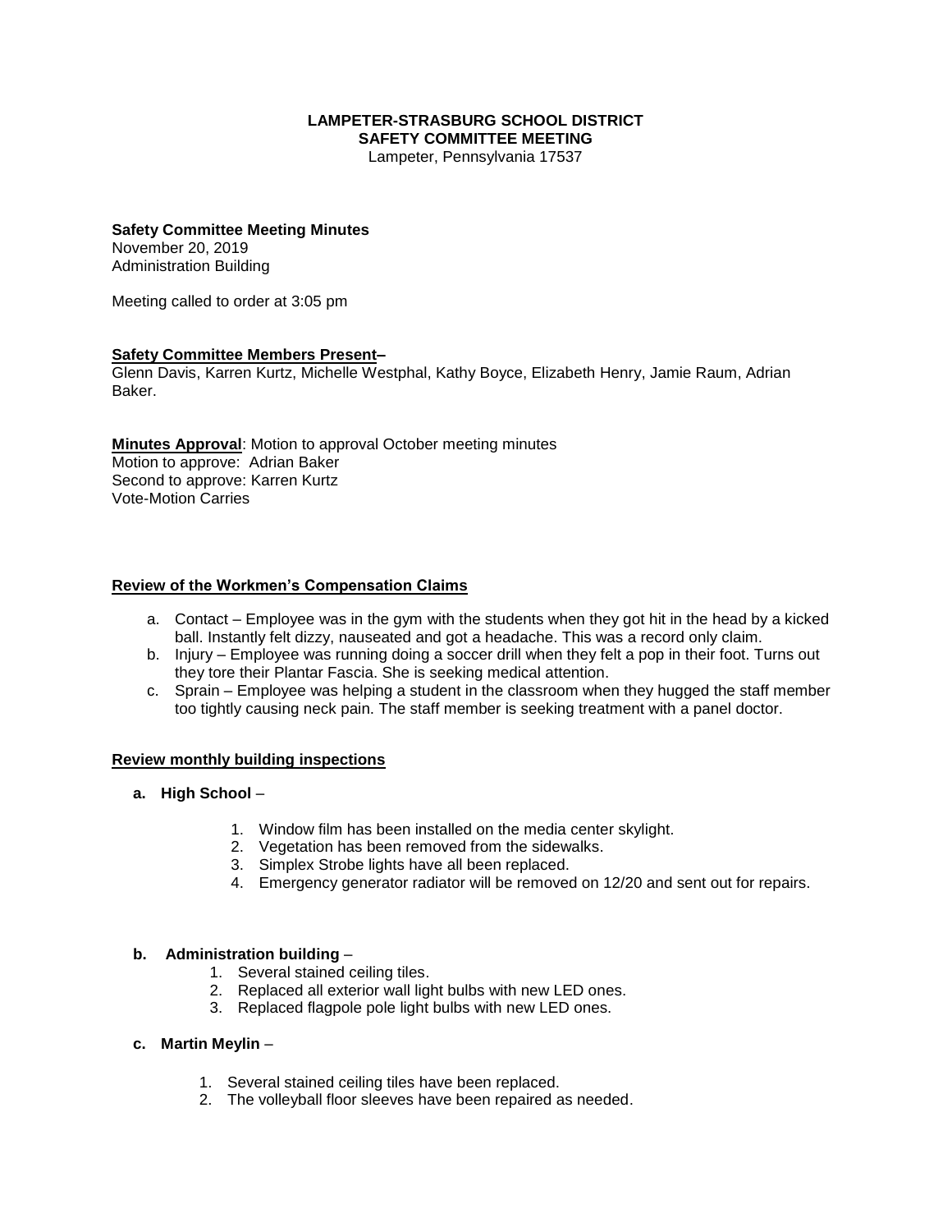**LAMPETER-STRASBURG SCHOOL DISTRICT**
**SAFETY COMMITTEE MEETING**
Lampeter, Pennsylvania 17537

**Safety Committee Meeting Minutes**
November 20, 2019
Administration Building

Meeting called to order at 3:05 pm

**Safety Committee Members Present–**
Glenn Davis, Karren Kurtz, Michelle Westphal, Kathy Boyce, Elizabeth Henry, Jamie Raum, Adrian Baker.

**Minutes Approval**: Motion to approval October meeting minutes
Motion to approve: Adrian Baker
Second to approve: Karren Kurtz
Vote-Motion Carries

**Review of the Workmen's Compensation Claims**

a. Contact – Employee was in the gym with the students when they got hit in the head by a kicked ball. Instantly felt dizzy, nauseated and got a headache. This was a record only claim.
b. Injury – Employee was running doing a soccer drill when they felt a pop in their foot. Turns out they tore their Plantar Fascia. She is seeking medical attention.
c. Sprain – Employee was helping a student in the classroom when they hugged the staff member too tightly causing neck pain. The staff member is seeking treatment with a panel doctor.

**Review monthly building inspections**

**a. High School** –

1. Window film has been installed on the media center skylight.
2. Vegetation has been removed from the sidewalks.
3. Simplex Strobe lights have all been replaced.
4. Emergency generator radiator will be removed on 12/20 and sent out for repairs.

**b. Administration building** –

1. Several stained ceiling tiles.
2. Replaced all exterior wall light bulbs with new LED ones.
3. Replaced flagpole pole light bulbs with new LED ones.

**c. Martin Meylin** –

1. Several stained ceiling tiles have been replaced.
2. The volleyball floor sleeves have been repaired as needed.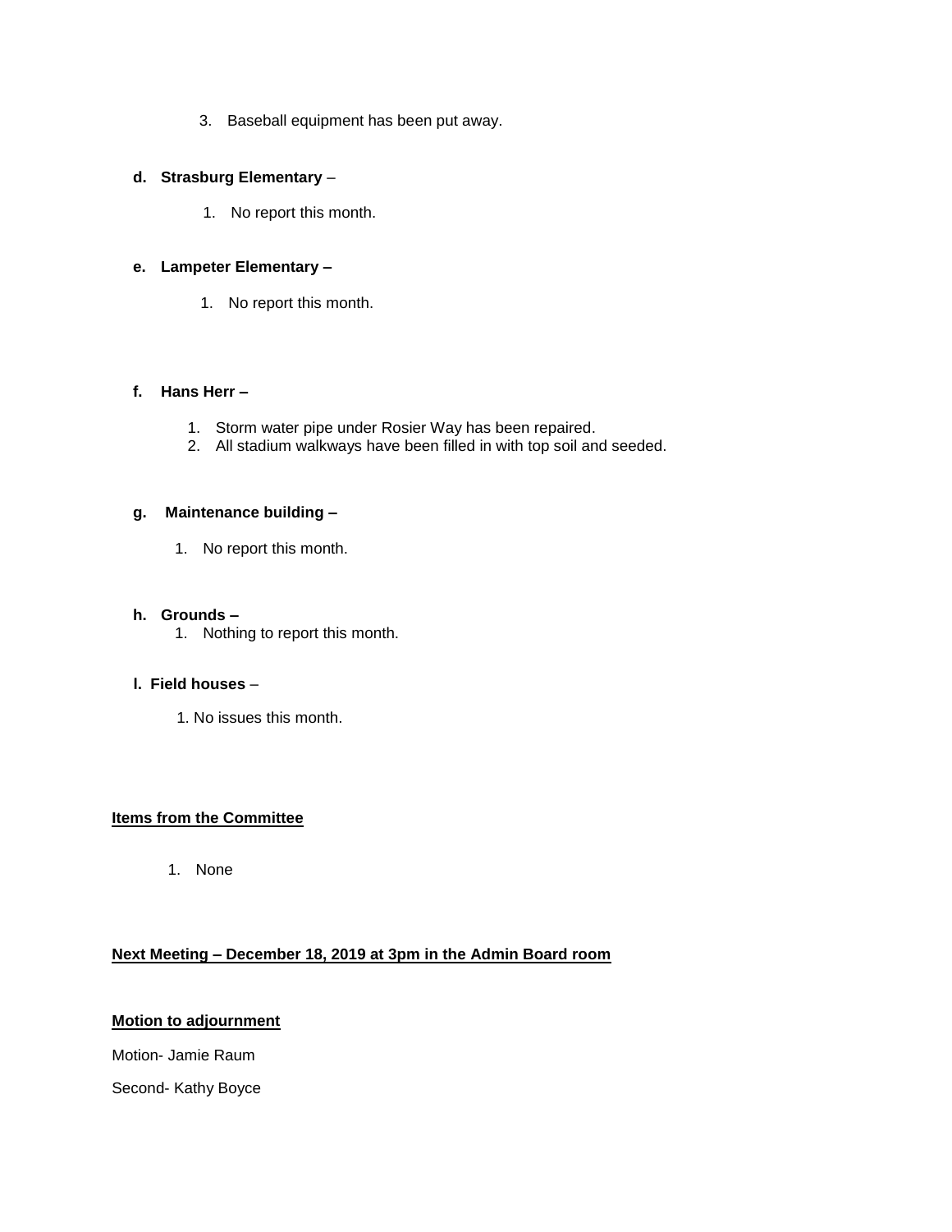3. Baseball equipment has been put away.

**d. Strasburg Elementary** –

1. No report this month.

**e. Lampeter Elementary –**

1. No report this month.

**f. Hans Herr –**

1. Storm water pipe under Rosier Way has been repaired.
2. All stadium walkways have been filled in with top soil and seeded.

**g. Maintenance building –**

1. No report this month.

**h. Grounds –**

1. Nothing to report this month.

**I. Field houses** –

1. No issues this month.

**Items from the Committee**

1. None

**Next Meeting – December 18, 2019 at 3pm in the Admin Board room**

**Motion to adjournment**

Motion- Jamie Raum

Second- Kathy Boyce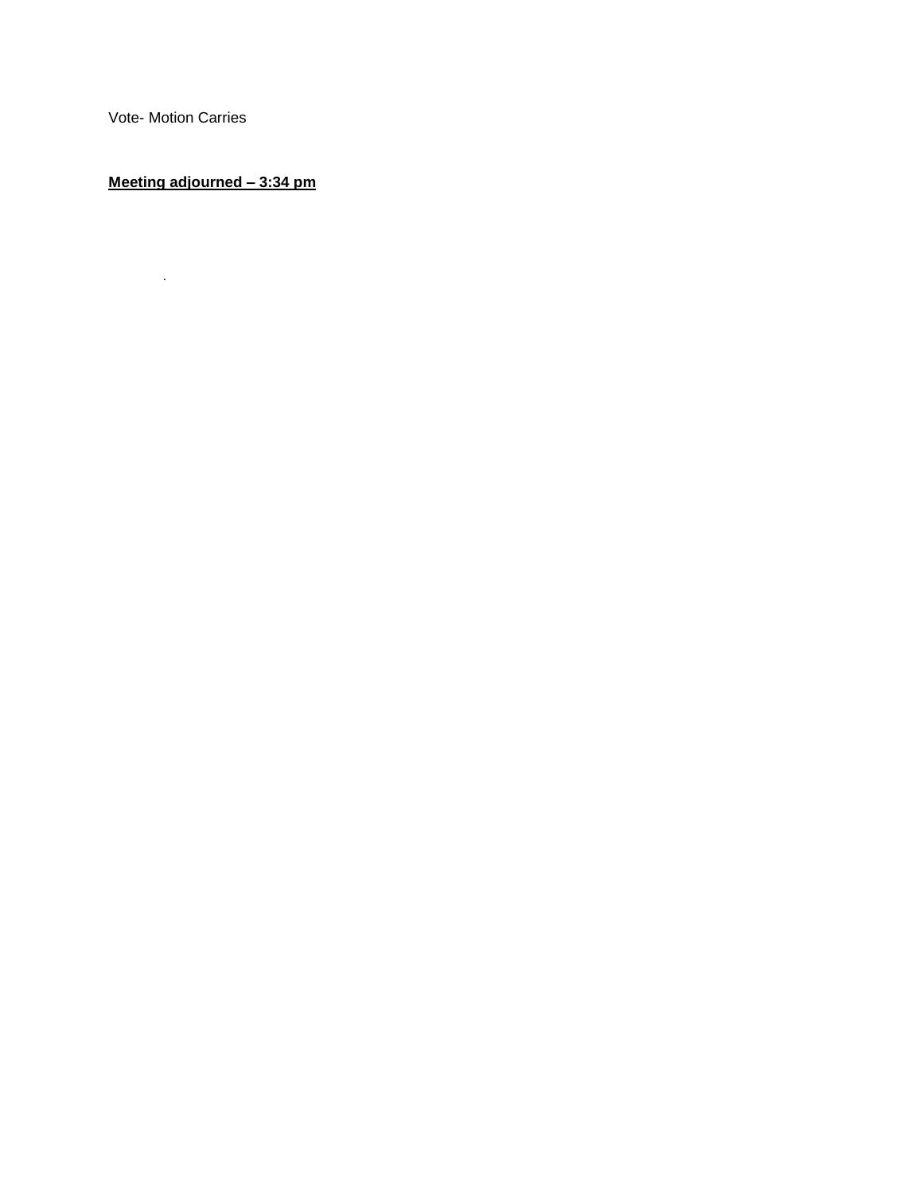Vote- Motion Carries

**<u>Meeting adjourned – 3:34 pm</u>**

.